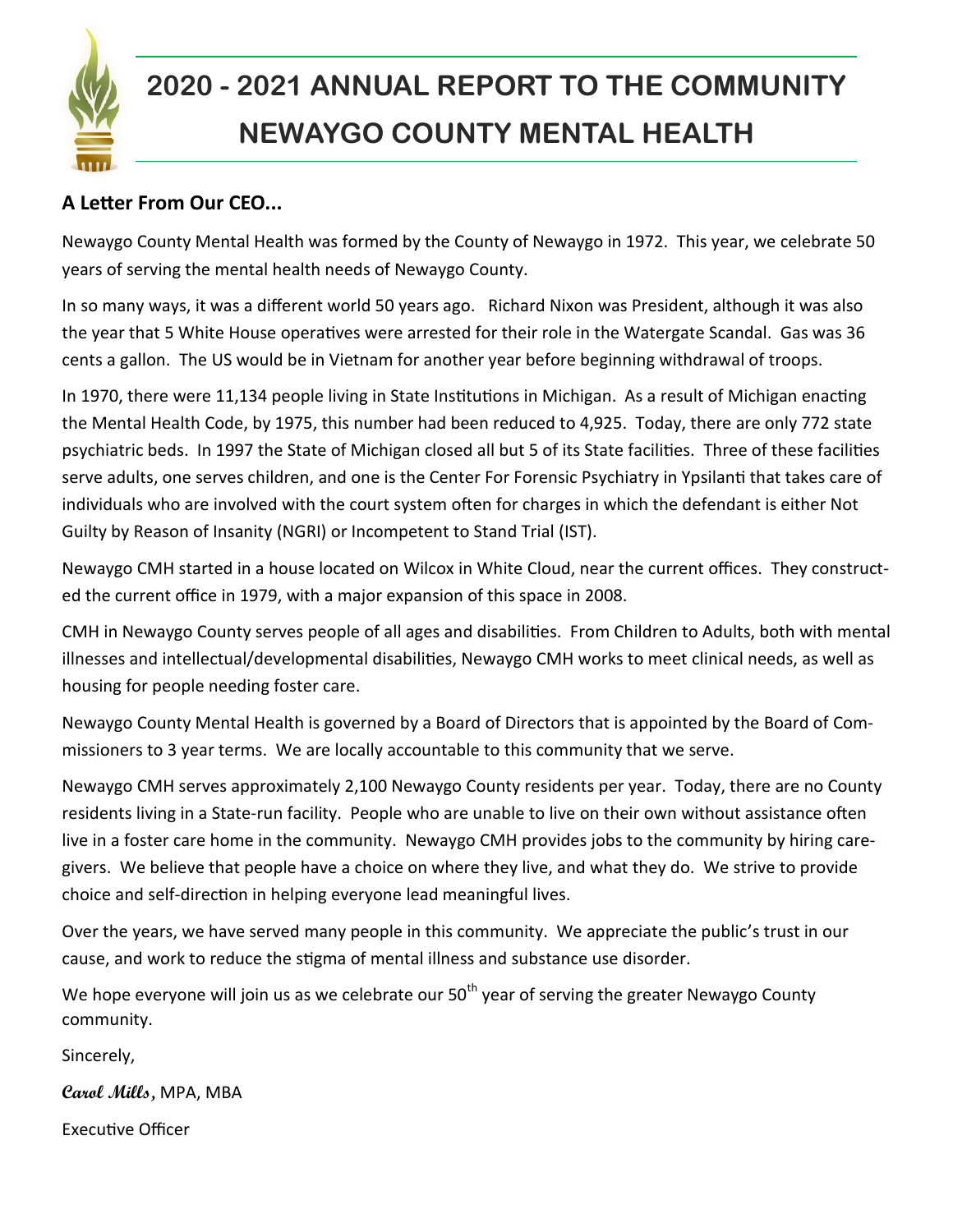# 2020 - 2021 ANNUAL REPORT TO THE COMMUNITY
# NEWAYGO COUNTY MENTAL HEALTH

## A Letter From Our CEO...

Newaygo County Mental Health was formed by the County of Newaygo in 1972. This year, we celebrate 50 years of serving the mental health needs of Newaygo County.

In so many ways, it was a different world 50 years ago. Richard Nixon was President, although it was also the year that 5 White House operatives were arrested for their role in the Watergate Scandal. Gas was 36 cents a gallon. The US would be in Vietnam for another year before beginning withdrawal of troops.

In 1970, there were 11,134 people living in State Institutions in Michigan. As a result of Michigan enacting the Mental Health Code, by 1975, this number had been reduced to 4,925. Today, there are only 772 state psychiatric beds. In 1997 the State of Michigan closed all but 5 of its State facilities. Three of these facilities serve adults, one serves children, and one is the Center For Forensic Psychiatry in Ypsilanti that takes care of individuals who are involved with the court system often for charges in which the defendant is either Not Guilty by Reason of Insanity (NGRI) or Incompetent to Stand Trial (IST).

Newaygo CMH started in a house located on Wilcox in White Cloud, near the current offices. They constructed the current office in 1979, with a major expansion of this space in 2008.

CMH in Newaygo County serves people of all ages and disabilities. From Children to Adults, both with mental illnesses and intellectual/developmental disabilities, Newaygo CMH works to meet clinical needs, as well as housing for people needing foster care.

Newaygo County Mental Health is governed by a Board of Directors that is appointed by the Board of Commissioners to 3 year terms. We are locally accountable to this community that we serve.

Newaygo CMH serves approximately 2,100 Newaygo County residents per year. Today, there are no County residents living in a State-run facility. People who are unable to live on their own without assistance often live in a foster care home in the community. Newaygo CMH provides jobs to the community by hiring caregivers. We believe that people have a choice on where they live, and what they do. We strive to provide choice and self-direction in helping everyone lead meaningful lives.

Over the years, we have served many people in this community. We appreciate the public's trust in our cause, and work to reduce the stigma of mental illness and substance use disorder.

We hope everyone will join us as we celebrate our 50th year of serving the greater Newaygo County community.

Sincerely,

**Carol Mills**, MPA, MBA

Executive Officer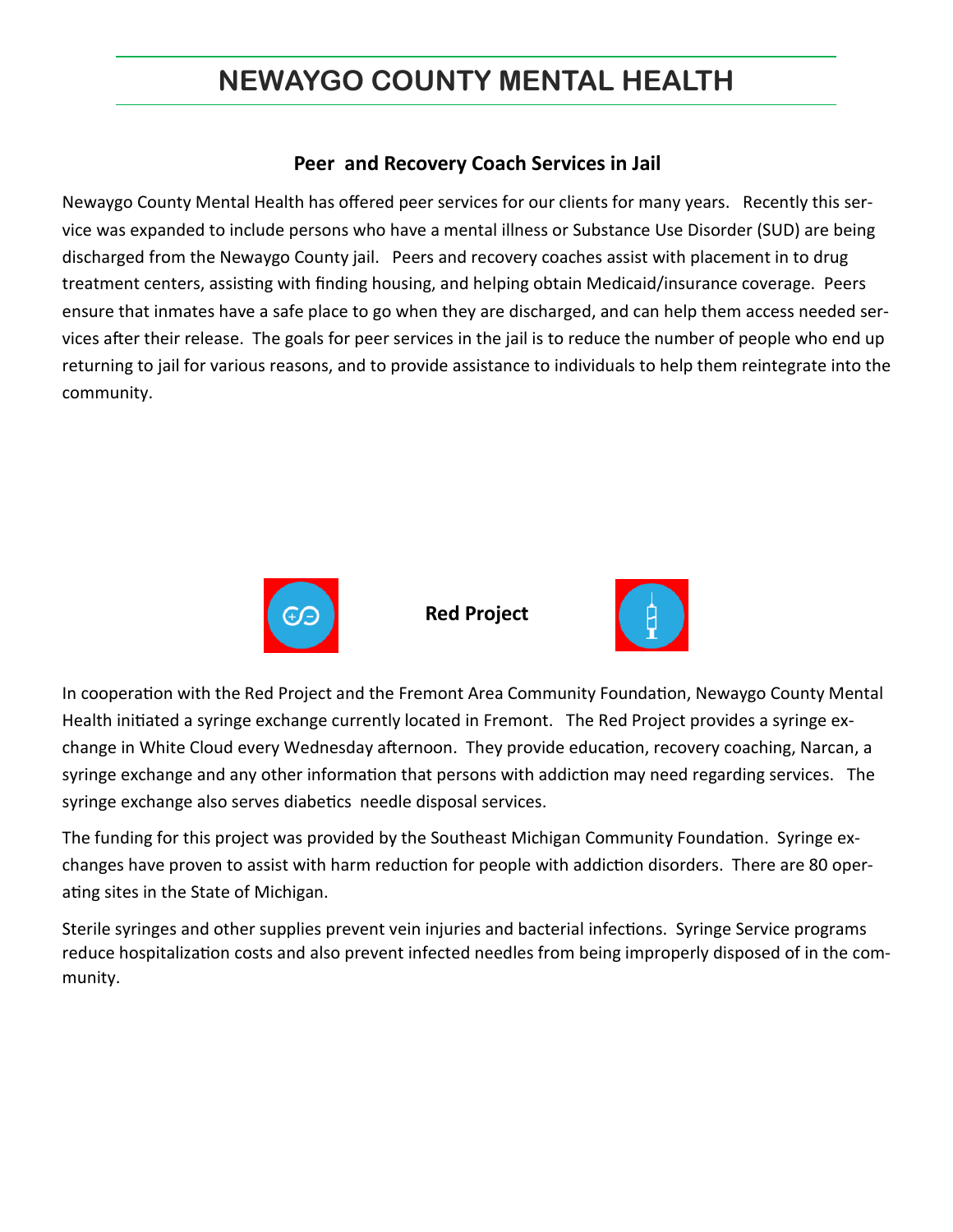# NEWAYGO COUNTY MENTAL HEALTH

## Peer and Recovery Coach Services in Jail

Newaygo County Mental Health has offered peer services for our clients for many years. Recently this service was expanded to include persons who have a mental illness or Substance Use Disorder (SUD) are being discharged from the Newaygo County jail. Peers and recovery coaches assist with placement in to drug treatment centers, assisting with finding housing, and helping obtain Medicaid/insurance coverage. Peers ensure that inmates have a safe place to go when they are discharged, and can help them access needed services after their release. The goals for peer services in the jail is to reduce the number of people who end up returning to jail for various reasons, and to provide assistance to individuals to help them reintegrate into the community.

## Red Project

In cooperation with the Red Project and the Fremont Area Community Foundation, Newaygo County Mental Health initiated a syringe exchange currently located in Fremont. The Red Project provides a syringe exchange in White Cloud every Wednesday afternoon. They provide education, recovery coaching, Narcan, a syringe exchange and any other information that persons with addiction may need regarding services. The syringe exchange also serves diabetics needle disposal services.

The funding for this project was provided by the Southeast Michigan Community Foundation. Syringe exchanges have proven to assist with harm reduction for people with addiction disorders. There are 80 operating sites in the State of Michigan.

Sterile syringes and other supplies prevent vein injuries and bacterial infections. Syringe Service programs reduce hospitalization costs and also prevent infected needles from being improperly disposed of in the community.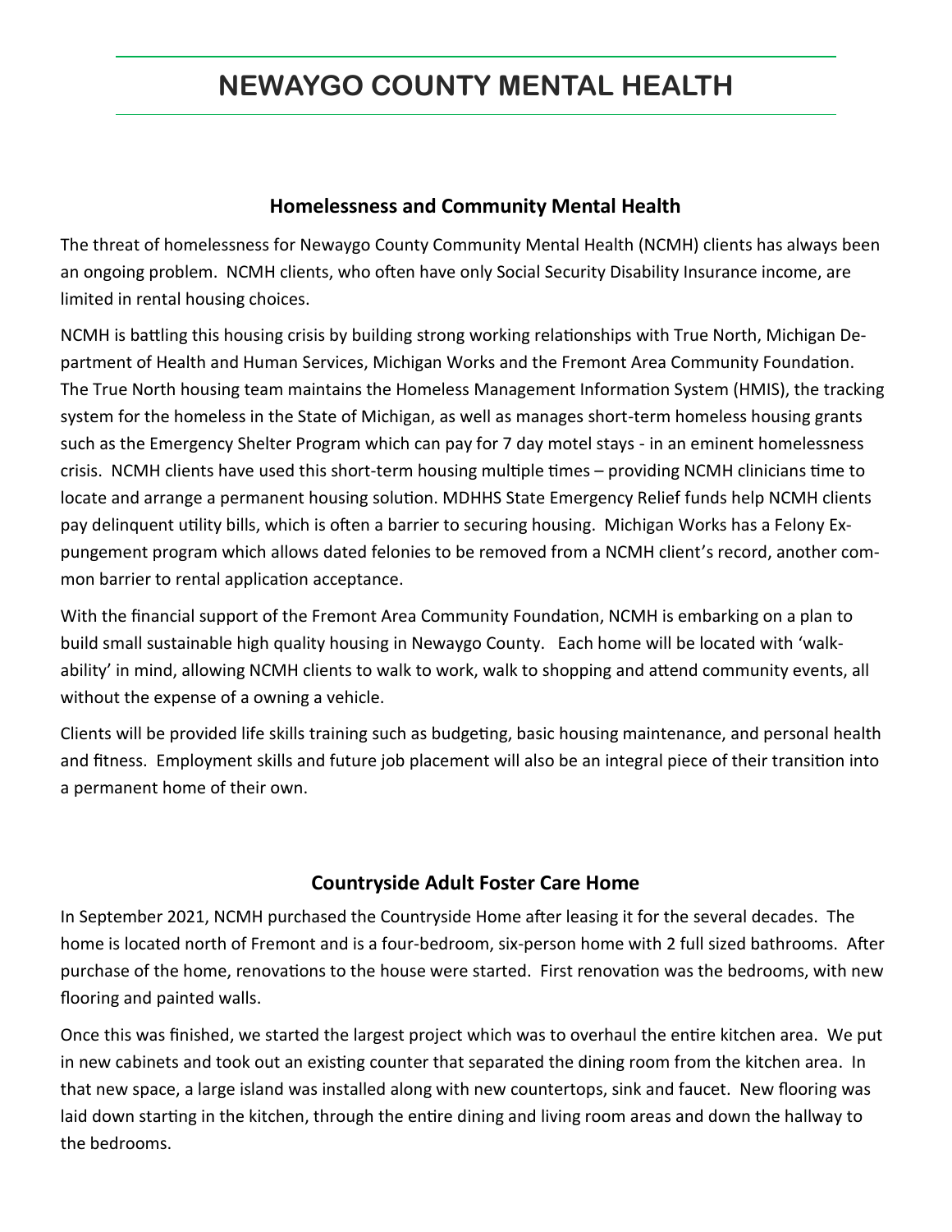# NEWAYGO COUNTY MENTAL HEALTH

## Homelessness and Community Mental Health

The threat of homelessness for Newaygo County Community Mental Health (NCMH) clients has always been an ongoing problem. NCMH clients, who often have only Social Security Disability Insurance income, are limited in rental housing choices.

NCMH is battling this housing crisis by building strong working relationships with True North, Michigan Department of Health and Human Services, Michigan Works and the Fremont Area Community Foundation. The True North housing team maintains the Homeless Management Information System (HMIS), the tracking system for the homeless in the State of Michigan, as well as manages short-term homeless housing grants such as the Emergency Shelter Program which can pay for 7 day motel stays - in an eminent homelessness crisis. NCMH clients have used this short-term housing multiple times – providing NCMH clinicians time to locate and arrange a permanent housing solution. MDHHS State Emergency Relief funds help NCMH clients pay delinquent utility bills, which is often a barrier to securing housing. Michigan Works has a Felony Expungement program which allows dated felonies to be removed from a NCMH client's record, another common barrier to rental application acceptance.

With the financial support of the Fremont Area Community Foundation, NCMH is embarking on a plan to build small sustainable high quality housing in Newaygo County. Each home will be located with 'walkability' in mind, allowing NCMH clients to walk to work, walk to shopping and attend community events, all without the expense of a owning a vehicle.

Clients will be provided life skills training such as budgeting, basic housing maintenance, and personal health and fitness. Employment skills and future job placement will also be an integral piece of their transition into a permanent home of their own.

## Countryside Adult Foster Care Home

In September 2021, NCMH purchased the Countryside Home after leasing it for the several decades. The home is located north of Fremont and is a four-bedroom, six-person home with 2 full sized bathrooms. After purchase of the home, renovations to the house were started. First renovation was the bedrooms, with new flooring and painted walls.

Once this was finished, we started the largest project which was to overhaul the entire kitchen area. We put in new cabinets and took out an existing counter that separated the dining room from the kitchen area. In that new space, a large island was installed along with new countertops, sink and faucet. New flooring was laid down starting in the kitchen, through the entire dining and living room areas and down the hallway to the bedrooms.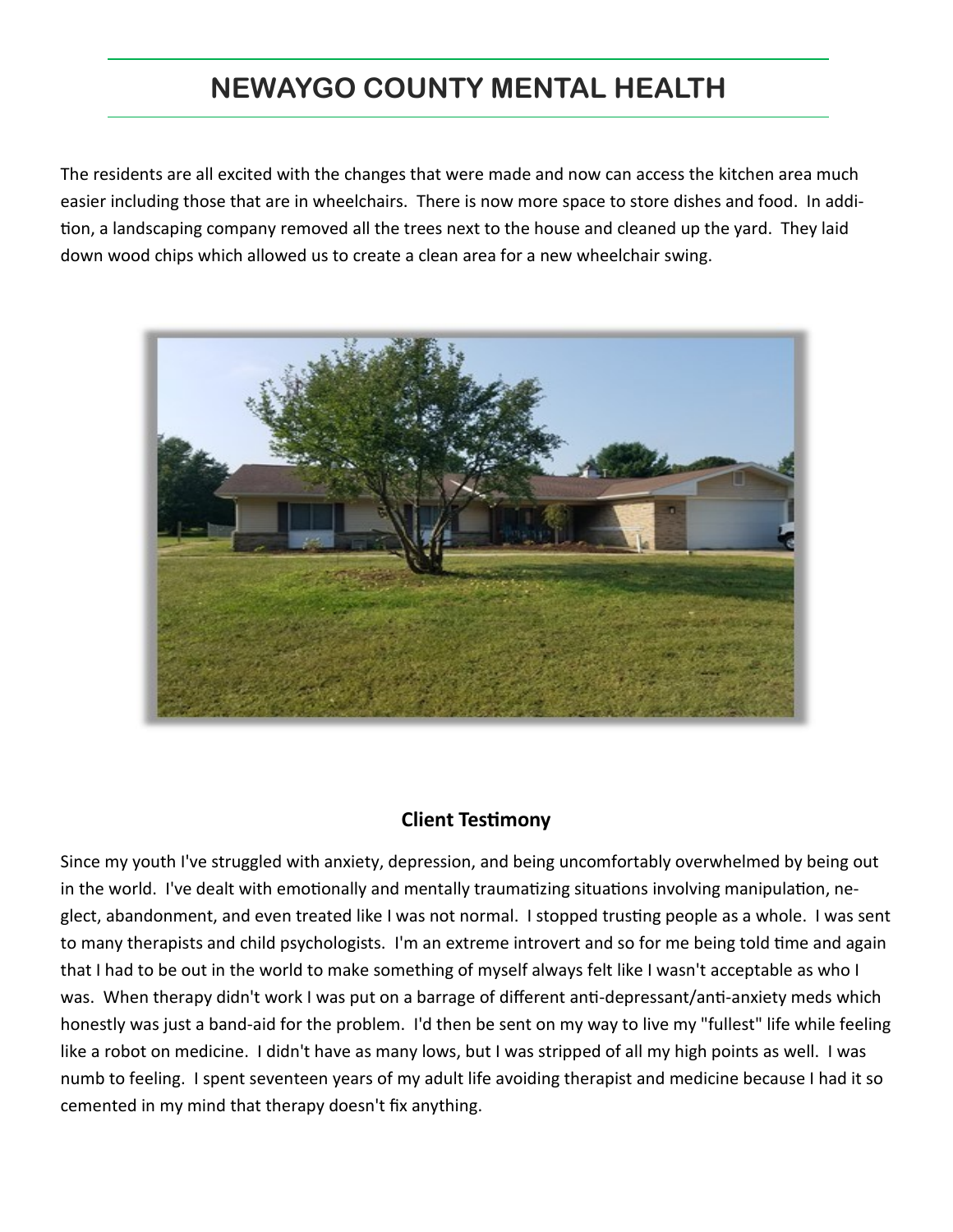# NEWAYGO COUNTY MENTAL HEALTH

The residents are all excited with the changes that were made and now can access the kitchen area much easier including those that are in wheelchairs. There is now more space to store dishes and food. In addition, a landscaping company removed all the trees next to the house and cleaned up the yard. They laid down wood chips which allowed us to create a clean area for a new wheelchair swing.

## Client Testimony

Since my youth I've struggled with anxiety, depression, and being uncomfortably overwhelmed by being out in the world. I've dealt with emotionally and mentally traumatizing situations involving manipulation, neglect, abandonment, and even treated like I was not normal. I stopped trusting people as a whole. I was sent to many therapists and child psychologists. I'm an extreme introvert and so for me being told time and again that I had to be out in the world to make something of myself always felt like I wasn't acceptable as who I was. When therapy didn't work I was put on a barrage of different anti-depressant/anti-anxiety meds which honestly was just a band-aid for the problem. I'd then be sent on my way to live my "fullest" life while feeling like a robot on medicine. I didn't have as many lows, but I was stripped of all my high points as well. I was numb to feeling. I spent seventeen years of my adult life avoiding therapist and medicine because I had it so cemented in my mind that therapy doesn't fix anything.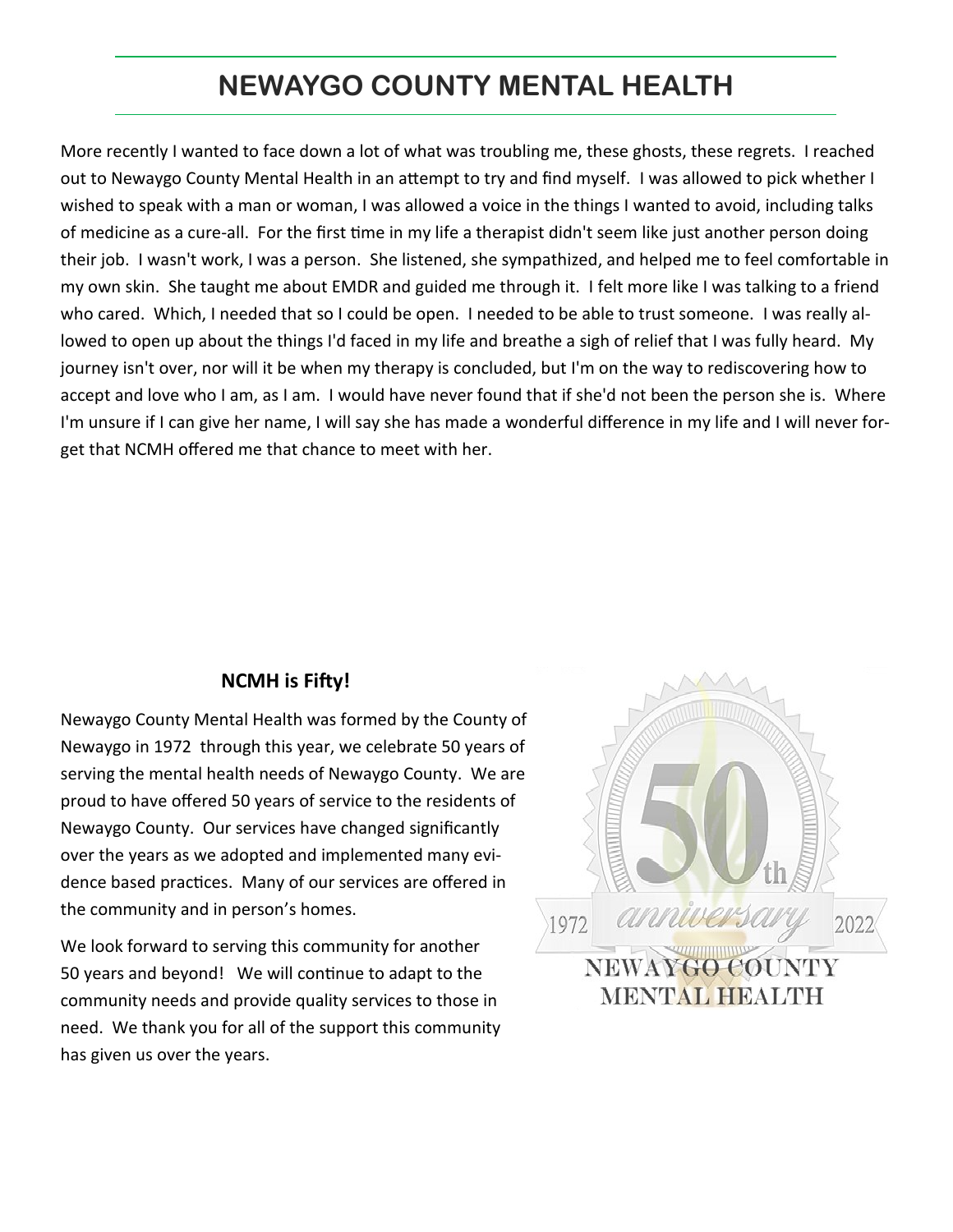# NEWAYGO COUNTY MENTAL HEALTH

More recently I wanted to face down a lot of what was troubling me, these ghosts, these regrets. I reached out to Newaygo County Mental Health in an attempt to try and find myself. I was allowed to pick whether I wished to speak with a man or woman, I was allowed a voice in the things I wanted to avoid, including talks of medicine as a cure-all. For the first time in my life a therapist didn't seem like just another person doing their job. I wasn't work, I was a person. She listened, she sympathized, and helped me to feel comfortable in my own skin. She taught me about EMDR and guided me through it. I felt more like I was talking to a friend who cared. Which, I needed that so I could be open. I needed to be able to trust someone. I was really allowed to open up about the things I'd faced in my life and breathe a sigh of relief that I was fully heard. My journey isn't over, nor will it be when my therapy is concluded, but I'm on the way to rediscovering how to accept and love who I am, as I am. I would have never found that if she'd not been the person she is. Where I'm unsure if I can give her name, I will say she has made a wonderful difference in my life and I will never forget that NCMH offered me that chance to meet with her.

### NCMH is Fifty!

Newaygo County Mental Health was formed by the County of Newaygo in 1972 through this year, we celebrate 50 years of serving the mental health needs of Newaygo County. We are proud to have offered 50 years of service to the residents of Newaygo County. Our services have changed significantly over the years as we adopted and implemented many evidence based practices. Many of our services are offered in the community and in person's homes.

We look forward to serving this community for another 50 years and beyond! We will continue to adapt to the community needs and provide quality services to those in need. We thank you for all of the support this community has given us over the years.

50th anniversary 1972 2022

NEWAYGO COUNTY MENTAL HEALTH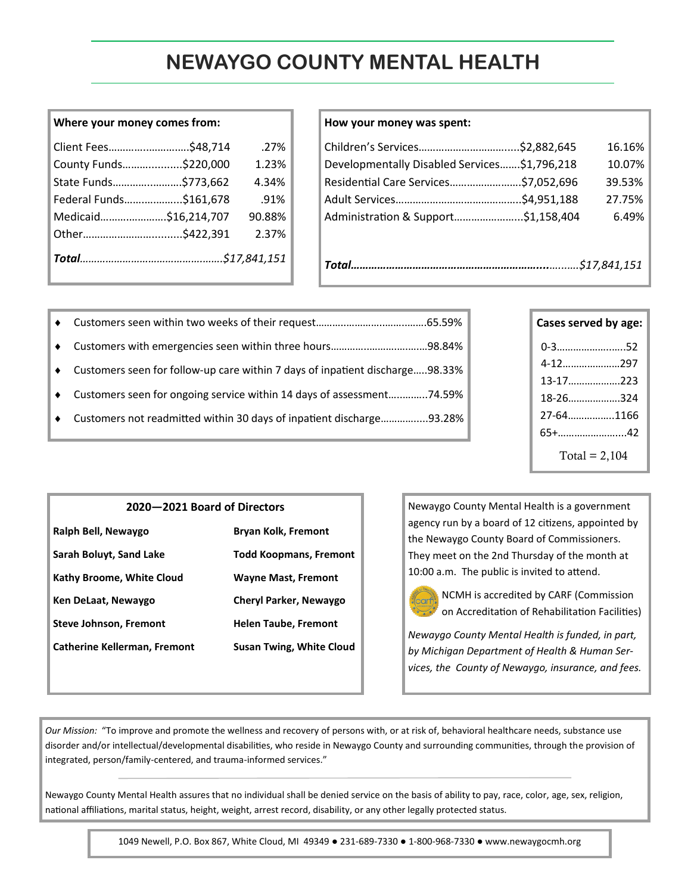# NEWAYGO COUNTY MENTAL HEALTH

**Where your money comes from:**

| | | |
|---|---|---|
| Client Fees | $48,714 | .27% |
| County Funds | $220,000 | 1.23% |
| State Funds | $773,662 | 4.34% |
| Federal Funds | $161,678 | .91% |
| Medicaid | $16,214,707 | 90.88% |
| Other | $422,391 | 2.37% |
| ***Total*** | *$17,841,151* | |

**How your money was spent:**

| | | |
|---|---|---|
| Children's Services | $2,882,645 | 16.16% |
| Developmentally Disabled Services | $1,796,218 | 10.07% |
| Residential Care Services | $7,052,696 | 39.53% |
| Adult Services | $4,951,188 | 27.75% |
| Administration & Support | $1,158,404 | 6.49% |
| ***Total*** | *$17,841,151* | |

- Customers seen within two weeks of their request.......65.59%
- Customers with emergencies seen within three hours.......98.84%
- Customers seen for follow-up care within 7 days of inpatient discharge.....98.33%
- Customers seen for ongoing service within 14 days of assessment.......74.59%
- Customers not readmitted within 30 days of inpatient discharge.......93.28%

**Cases served by age:**

| | |
|---|---|
| 0-3 | 52 |
| 4-12 | 297 |
| 13-17 | 223 |
| 18-26 | 324 |
| 27-64 | 1166 |
| 65+ | 42 |
| Total = 2,104 | |

**2020—2021 Board of Directors**

| | |
|---|---|
| **Ralph Bell, Newaygo** | **Bryan Kolk, Fremont** |
| **Sarah Boluyt, Sand Lake** | **Todd Koopmans, Fremont** |
| **Kathy Broome, White Cloud** | **Wayne Mast, Fremont** |
| **Ken DeLaat, Newaygo** | **Cheryl Parker, Newaygo** |
| **Steve Johnson, Fremont** | **Helen Taube, Fremont** |
| **Catherine Kellerman, Fremont** | **Susan Twing, White Cloud** |

Newaygo County Mental Health is a government agency run by a board of 12 citizens, appointed by the Newaygo County Board of Commissioners. They meet on the 2nd Thursday of the month at 10:00 a.m. The public is invited to attend.

NCMH is accredited by CARF (Commission on Accreditation of Rehabilitation Facilities)

*Newaygo County Mental Health is funded, in part, by Michigan Department of Health & Human Services, the County of Newaygo, insurance, and fees.*

*Our Mission:* "To improve and promote the wellness and recovery of persons with, or at risk of, behavioral healthcare needs, substance use disorder and/or intellectual/developmental disabilities, who reside in Newaygo County and surrounding communities, through the provision of integrated, person/family-centered, and trauma-informed services."

Newaygo County Mental Health assures that no individual shall be denied service on the basis of ability to pay, race, color, age, sex, religion, national affiliations, marital status, height, weight, arrest record, disability, or any other legally protected status.

1049 Newell, P.O. Box 867, White Cloud, MI 49349 ● 231-689-7330 ● 1-800-968-7330 ● www.newaygocmh.org